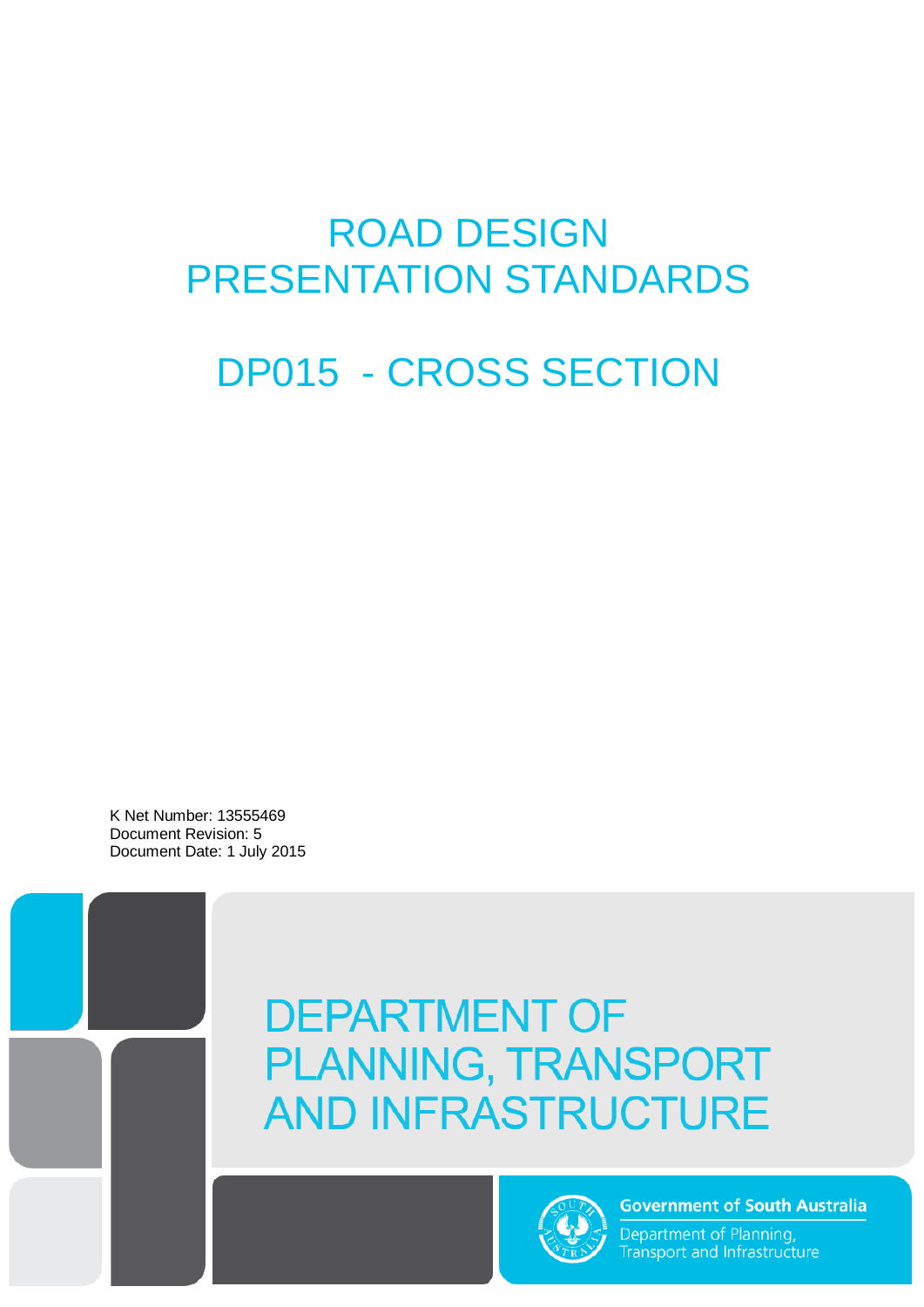# ROAD DESIGN PRESENTATION STANDARDS

# DP015 - CROSS SECTION

K Net Number: 13555469
Document Revision: 5
Document Date: 1 July 2015

DEPARTMENT OF PLANNING, TRANSPORT AND INFRASTRUCTURE

Government of South Australia
Department of Planning, Transport and Infrastructure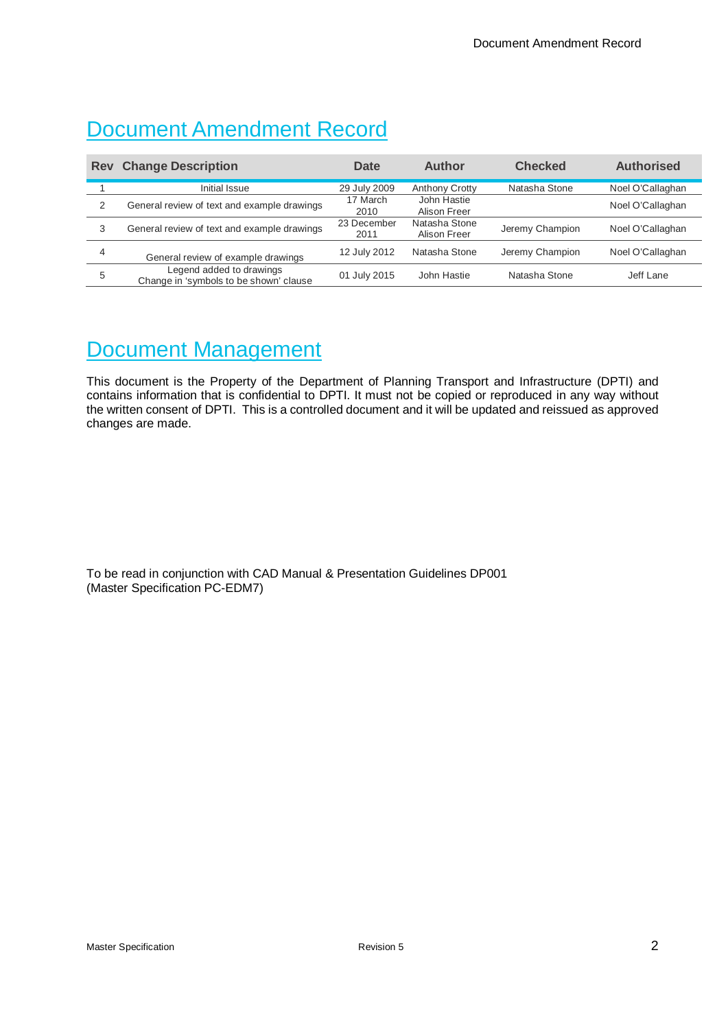# Document Amendment Record

| Rev | Change Description | Date | Author | Checked | Authorised |
|---|---|---|---|---|---|
| 1 | Initial Issue | 29 July 2009 | Anthony Crotty | Natasha Stone | Noel O'Callaghan |
| 2 | General review of text and example drawings | 17 March 2010 | John Hastie Alison Freer | | Noel O'Callaghan |
| 3 | General review of text and example drawings | 23 December 2011 | Natasha Stone Alison Freer | Jeremy Champion | Noel O'Callaghan |
| 4 | General review of example drawings | 12 July 2012 | Natasha Stone | Jeremy Champion | Noel O'Callaghan |
| 5 | Legend added to drawings Change in 'symbols to be shown' clause | 01 July 2015 | John Hastie | Natasha Stone | Jeff Lane |

# Document Management

This document is the Property of the Department of Planning Transport and Infrastructure (DPTI) and contains information that is confidential to DPTI. It must not be copied or reproduced in any way without the written consent of DPTI. This is a controlled document and it will be updated and reissued as approved changes are made.

To be read in conjunction with CAD Manual & Presentation Guidelines DP001 (Master Specification PC-EDM7)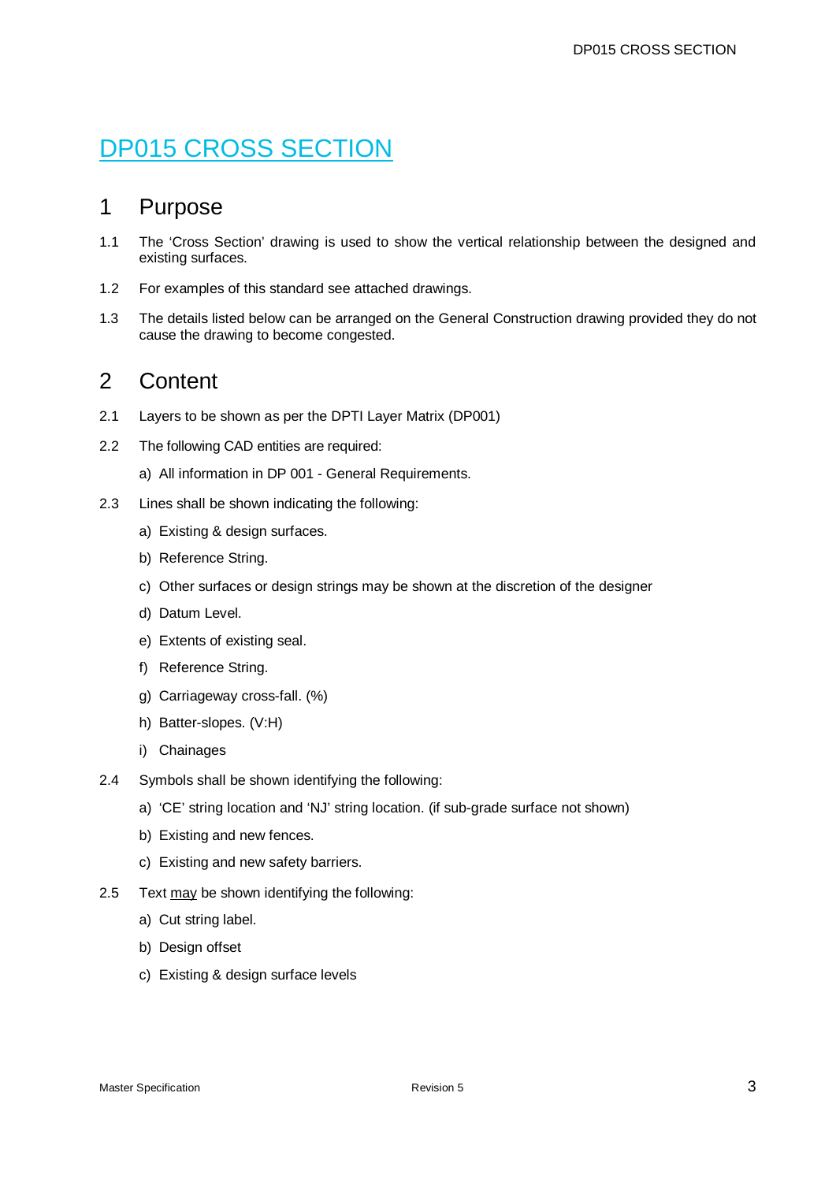# DP015 CROSS SECTION

## 1 Purpose

1.1 The 'Cross Section' drawing is used to show the vertical relationship between the designed and existing surfaces.

1.2 For examples of this standard see attached drawings.

1.3 The details listed below can be arranged on the General Construction drawing provided they do not cause the drawing to become congested.

## 2 Content

2.1 Layers to be shown as per the DPTI Layer Matrix (DP001)

2.2 The following CAD entities are required:

a) All information in DP 001 - General Requirements.

2.3 Lines shall be shown indicating the following:

a) Existing & design surfaces.

b) Reference String.

c) Other surfaces or design strings may be shown at the discretion of the designer

d) Datum Level.

e) Extents of existing seal.

f) Reference String.

g) Carriageway cross-fall. (%)

h) Batter-slopes. (V:H)

i) Chainages

2.4 Symbols shall be shown identifying the following:

a) 'CE' string location and 'NJ' string location. (if sub-grade surface not shown)

b) Existing and new fences.

c) Existing and new safety barriers.

2.5 Text <u>may</u> be shown identifying the following:

a) Cut string label.

b) Design offset

c) Existing & design surface levels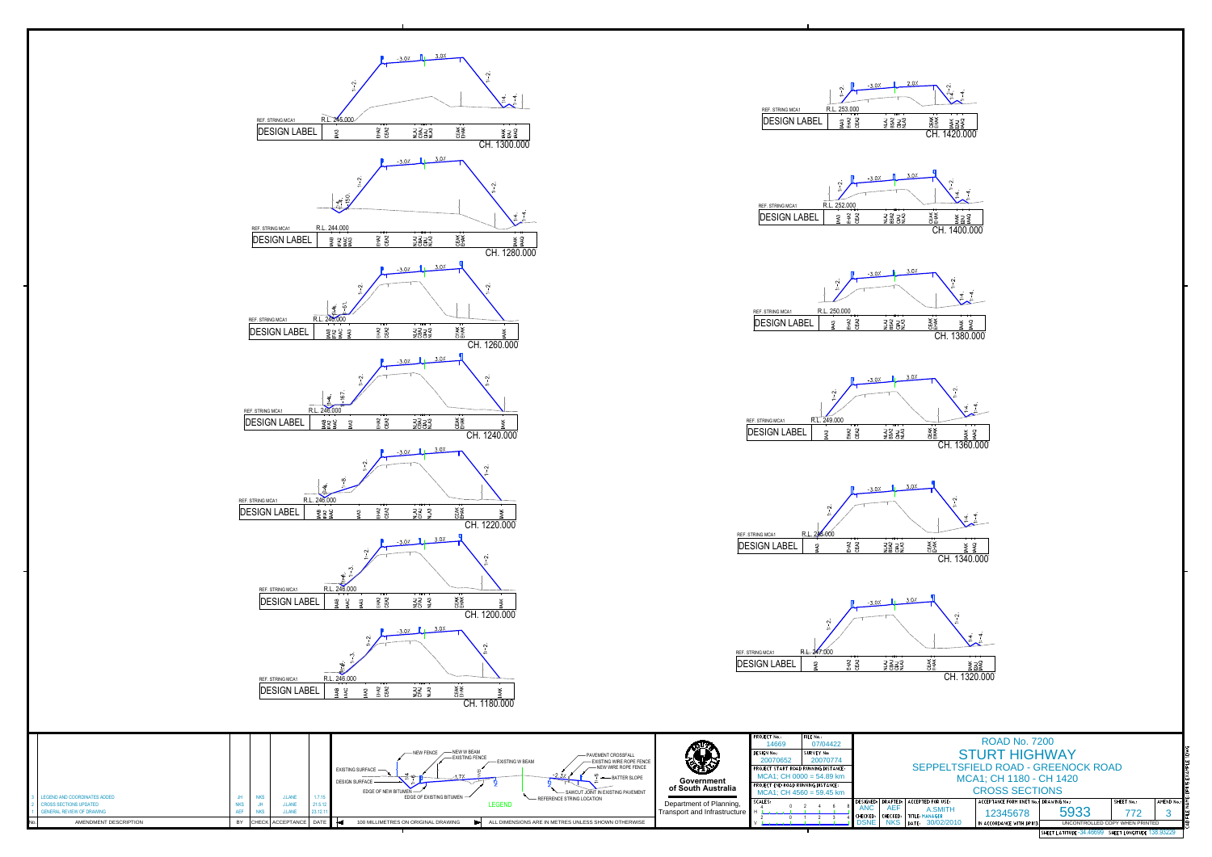REF. STRING MCA1 R.L. 245.000

DESIGN LABEL

CH. 1300.000

REF. STRING MCA1 R.L. 244.000

DESIGN LABEL

CH. 1280.000

REF. STRING MCA1 R.L. 246.000

DESIGN LABEL

CH. 1260.000

REF. STRING MCA1 R.L. 246.000

DESIGN LABEL

CH. 1240.000

REF. STRING MCA1 R.L. 246.000

DESIGN LABEL

CH. 1220.000

REF. STRING MCA1 R.L. 246.000

DESIGN LABEL

CH. 1200.000

REF. STRING MCA1 R.L. 246.000

DESIGN LABEL

CH. 1180.000

REF. STRING MCA1 R.L. 253.000

DESIGN LABEL

CH. 1420.000

REF. STRING MCA1 R.L. 252.000

DESIGN LABEL

CH. 1400.000

REF. STRING MCA1 R.L. 250.000

DESIGN LABEL

CH. 1380.000

REF. STRING MCA1 R.L. 249.000

DESIGN LABEL

CH. 1360.000

REF. STRING MCA1 R.L. 248.000

DESIGN LABEL

CH. 1340.000

REF. STRING MCA1 R.L. 247.000

DESIGN LABEL

CH. 1320.000

| No. | AMENDMENT DESCRIPTION | BY | CHECK | ACCEPTANCE | DATE |
|---|---|---|---|---|---|
| 3 | LEGEND AND COORDINATES ADDED | JH | NKS | J.LANE | 1.7.15 |
| 2 | CROSS SECTIONS UPDATED | NKS | JH | J.LANE | 21.5.12 |
| 1 | GENERAL REVIEW OF DRAWING | AEF | NKS | J.LANE | 23.12.11 |

LEGEND

NEW FENCE — NEW W BEAM — EXISTING FENCE — EXISTING W BEAM — PAVEMENT CROSSFALL — EXISTING WIRE ROPE FENCE — NEW WIRE ROPE FENCE — BATTER SLOPE — EXISTING SURFACE — DESIGN SURFACE — EDGE OF NEW BITUMEN — EDGE OF EXISTING BITUMEN — SAWCUT JOINT IN EXISTING PAVEMENT — REFERENCE STRING LOCATION

100 MILLIMETRES ON ORIGINAL DRAWING — ALL DIMENSIONS ARE IN METRES UNLESS SHOWN OTHERWISE

Government of South Australia

Department of Planning, Transport and Infrastructure

PROJECT No.: 14669 — FILE No.: 07/04422

DESIGN No.: 20070652 — SURVEY No.: 20070774

PROJECT START ROAD RUNNING DISTANCE: MCA1; CH 0000 = 54.89 km

PROJECT END ROAD RUNNING DISTANCE: MCA1; CH 4560 = 59.45 km

SCALES: H 0 2 4 6 8 — V 0 1 2 3 4

DESIGNED: ANC — DRAFTED: AEF — CHECKED: DSNE — CHECKED: NKS

ACCEPTED FOR USE: A.SMITH — TITLE: MANAGER — DATE: 30/02/2010

ACCEPTANCE FORM 'HNET' No.: 12345678 — IN ACCORDANCE WITH DPTI3

# ROAD No. 7200
# STURT HIGHWAY
## SEPPELTSFIELD ROAD - GREENOCK ROAD
## MCA1; CH 1180 - CH 1420
## CROSS SECTIONS

DRAWING No.: 5933 — SHEET No.: 772 — AMEND No.: 3

UNCONTROLLED COPY WHEN PRINTED

SHEET LATITUDE -34.46699 — SHEET LONGITUDE 138.93229

CAD FILE NAME: DPTI EXAMPLE.DWG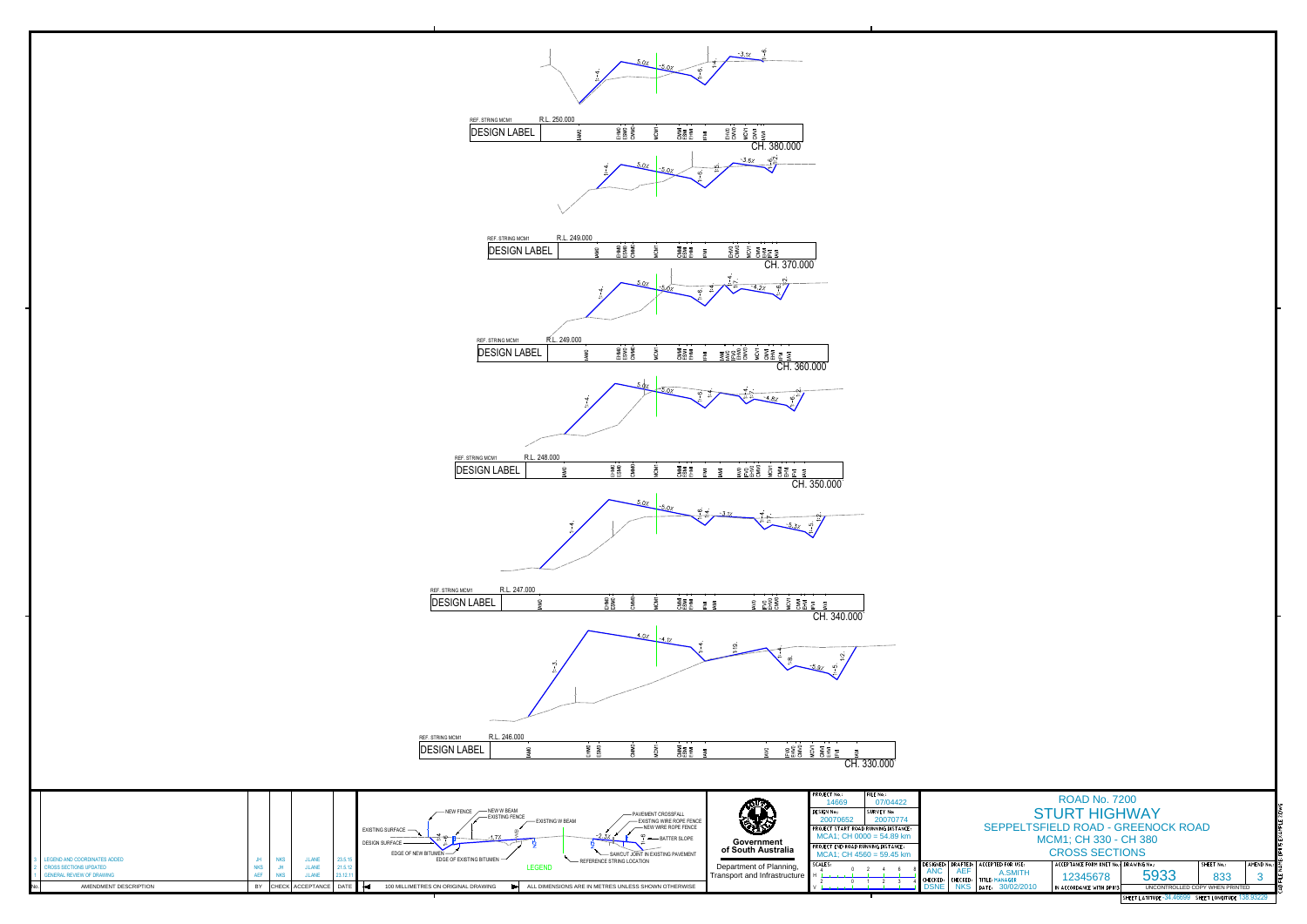REF. STRING MCM1 R.L. 250.000

DESIGN LABEL

CH. 380.000

REF. STRING MCM1 R.L. 249.000

DESIGN LABEL

CH. 370.000

REF. STRING MCM1 R.L. 249.000

DESIGN LABEL

CH. 360.000

REF. STRING MCM1 R.L. 248.000

DESIGN LABEL

CH. 350.000

REF. STRING MCM1 R.L. 247.000

DESIGN LABEL

CH. 340.000

REF. STRING MCM1 R.L. 246.000

DESIGN LABEL

CH. 330.000

| No. | AMENDMENT DESCRIPTION | BY | CHECK | ACCEPTANCE | DATE |
|---|---|---|---|---|---|
| 3 | LEGEND AND COORDINATES ADDED | JH | NKS | J.LANE | 23.5.15 |
| 2 | CROSS SECTIONS UPDATED | NKS | JH | J.LANE | 21.5.12 |
| 1 | GENERAL REVIEW OF DRAWING | AEF | NKS | J.LANE | 23.12.11 |

LEGEND

NEW FENCE, NEW W BEAM, EXISTING FENCE, EXISTING W BEAM, PAVEMENT CROSSFALL, EXISTING WIRE ROPE FENCE, NEW WIRE ROPE FENCE, BATTER SLOPE, EXISTING SURFACE, DESIGN SURFACE, EDGE OF NEW BITUMEN, EDGE OF EXISTING BITUMEN, SAWCUT JOINT IN EXISTING PAVEMENT, REFERENCE STRING LOCATION

100 MILLIMETRES ON ORIGINAL DRAWING

ALL DIMENSIONS ARE IN METRES UNLESS SHOWN OTHERWISE

Government of South Australia

Department of Planning, Transport and Infrastructure

PROJECT No.: 14669

FILE No.: 07/04422

DESIGN No.: 20070652

SURVEY No.: 20070774

PROJECT START ROAD RUNNING DISTANCE: MCM1; CH 0000 = 54.89 km

PROJECT END ROAD RUNNING DISTANCE: MCA1; CH 4560 = 59.45 km

SCALES: H, V

DESIGNED: ANC

DRAFTED: AEF

CHECKED: DSNE

CHECKED: NKS

ACCEPTED FOR USE: A.SMITH

TITLE: MANAGER

DATE: 30/02/2010

# ROAD No. 7200

# STURT HIGHWAY

## SEPPELTSFIELD ROAD - GREENOCK ROAD

MCM1; CH 330 - CH 380

CROSS SECTIONS

ACCEPTANCE FORM KNET No.: 12345678

IN ACCORDANCE WITH DPTI

DRAWING No.: 5933

SHEET No.: 833

AMEND No.: 3

UNCONTROLLED COPY WHEN PRINTED

SHEET LATITUDE -34.46699 SHEET LONGITUDE 138.93229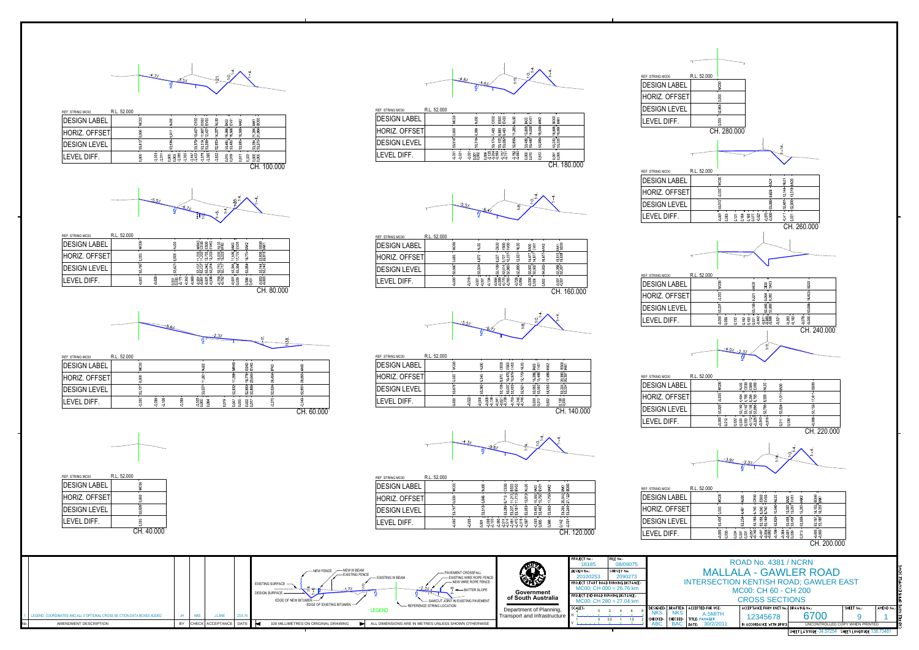# ROAD No. 4381 / NCRN

# MALLALA - GAWLER ROAD

## INTERSECTION KENTISH ROAD; GAWLER EAST

MC00: CH 60 - CH 200

CROSS SECTIONS

CH. 100.000

| REF. STRING MC00 | R.L. 52.000 |
|---|---|
| DESIGN LABEL | |
| HORIZ. OFFSET | |
| DESIGN LEVEL | |
| LEVEL DIFF. | |

CH. 80.000

CH. 60.000

CH. 40.000

CH. 180.000

CH. 160.000

CH. 140.000

CH. 120.000

CH. 280.000

CH. 260.000

CH. 240.000

CH. 220.000

CH. 200.000

LEGEND

- NEW FENCE
- NEW W BEAM
- EXISTING FENCE
- EXISTING W BEAM
- PAVEMENT CROSSFALL
- EXISTING WIRE ROPE FENCE
- NEW WIRE ROPE FENCE
- BATTER SLOPE
- EXISTING SURFACE
- DESIGN SURFACE
- EDGE OF NEW BITUMEN
- EDGE OF EXISTING BITUMEN
- SAWCUT JOINT IN EXISTING PAVEMENT
- REFERENCE STRING LOCATION

| No. | AMENDMENT DESCRIPTION | BY | CHECK | ACCEPTANCE | DATE |
|---|---|---|---|---|---|
| 1 | LEGEND, COORDINATES AND ALL 3 OPTIONAL CROSS SECTION DATA BOXES ADDED | JH | NKS | J.LANE | 23.6.15 |

100 MILLIMETRES ON ORIGINAL DRAWING

ALL DIMENSIONS ARE IN METRES UNLESS SHOWN OTHERWISE

Government of South Australia

Department of Planning, Transport and Infrastructure

PROJECT No.: 16185

FILE No.: 08/09075

DESIGN No.: 20100253

SURVEY No.: 2090273

PROJECT START ROAD RUNNING DISTANCE: MC00; CH 000 = 26.76 km

PROJECT END ROAD RUNNING DISTANCE: MC00; CH 280 = 27.04 km

SCALES: H 0 2 4 6 8; V 0 0.5 1 1.5 2

DESIGNED: NKS

DRAFTED: NKS

ACCEPTED FOR USE: A.SMITH

CHECKED: ABC

CHECKED: BAC

TITLE: MANAGER

DATE: 30/2/2011

ACCEPTANCE FORM UNIT No.: 12345678

IN ACCORDANCE WITH DPTI

DRAWING No.: 6700

SHEET No.: 9

AMEND No.: 1

UNCONTROLLED COPY WHEN PRINTED

SHEET LATITUDE -34.5/254 SHEET LONGITUDE 138.73481